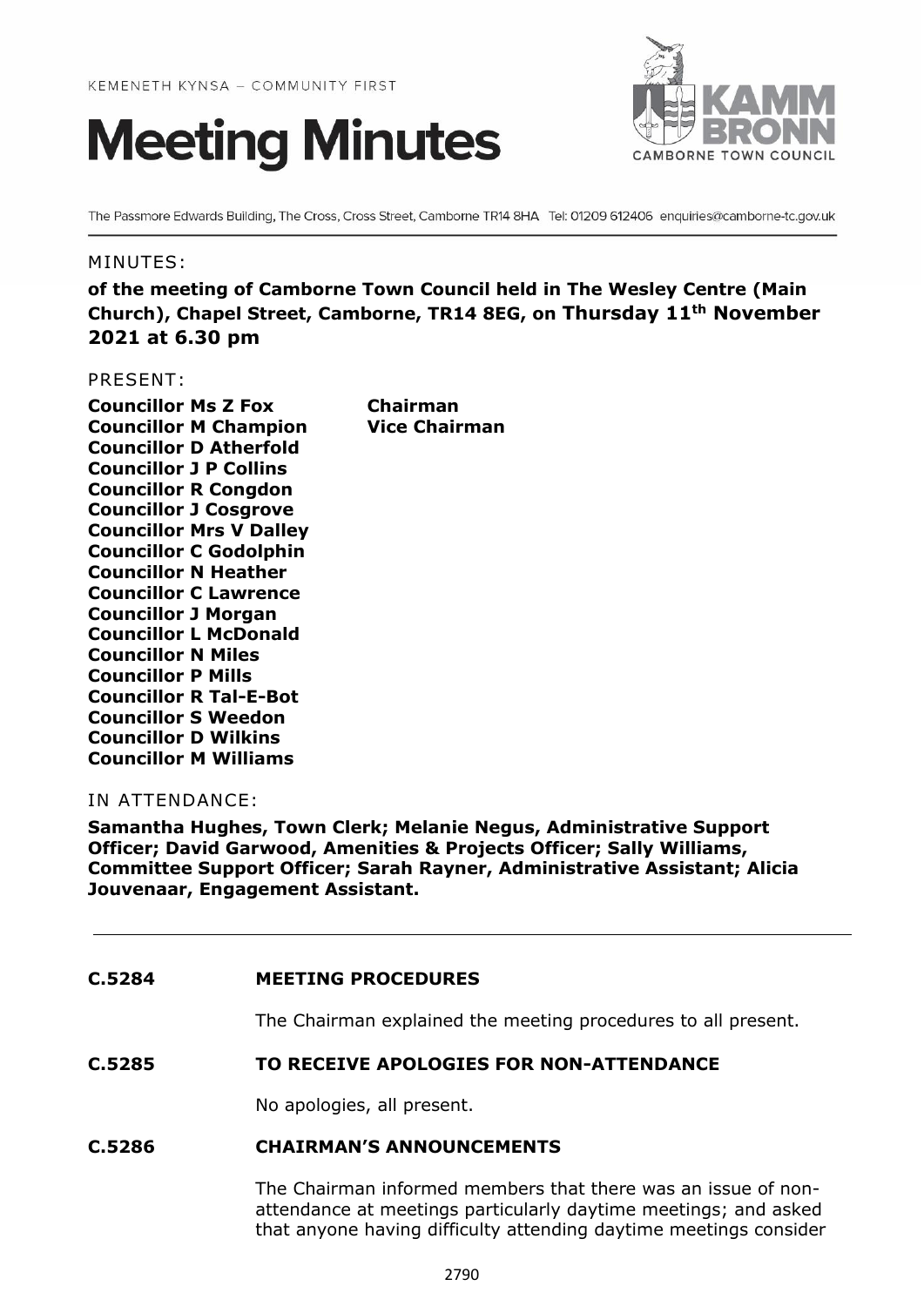KEMENETH KYNSA – COMMUNITY FIRST

# Meeting Minutes

KAMM BRONN CAMBORNE TOWN COUNCIL

The Passmore Edwards Building, The Cross, Cross Street, Camborne TR14 8HA Tel: 01209 612406 enquiries@camborne-tc.gov.uk

MINUTES:

**of the meeting of Camborne Town Council held in The Wesley Centre (Main Church), Chapel Street, Camborne, TR14 8EG, on Thursday 11th November 2021 at 6.30 pm**

PRESENT:

**Councillor Ms Z Fox** — **Chairman**
**Councillor M Champion** — **Vice Chairman**
**Councillor D Atherfold**
**Councillor J P Collins**
**Councillor R Congdon**
**Councillor J Cosgrove**
**Councillor Mrs V Dalley**
**Councillor C Godolphin**
**Councillor N Heather**
**Councillor C Lawrence**
**Councillor J Morgan**
**Councillor L McDonald**
**Councillor N Miles**
**Councillor P Mills**
**Councillor R Tal-E-Bot**
**Councillor S Weedon**
**Councillor D Wilkins**
**Councillor M Williams**

IN ATTENDANCE:

**Samantha Hughes, Town Clerk; Melanie Negus, Administrative Support Officer; David Garwood, Amenities & Projects Officer; Sally Williams, Committee Support Officer; Sarah Rayner, Administrative Assistant; Alicia Jouvenaar, Engagement Assistant.**

---

**C.5284 MEETING PROCEDURES**

The Chairman explained the meeting procedures to all present.

**C.5285 TO RECEIVE APOLOGIES FOR NON-ATTENDANCE**

No apologies, all present.

**C.5286 CHAIRMAN'S ANNOUNCEMENTS**

The Chairman informed members that there was an issue of non-attendance at meetings particularly daytime meetings; and asked that anyone having difficulty attending daytime meetings consider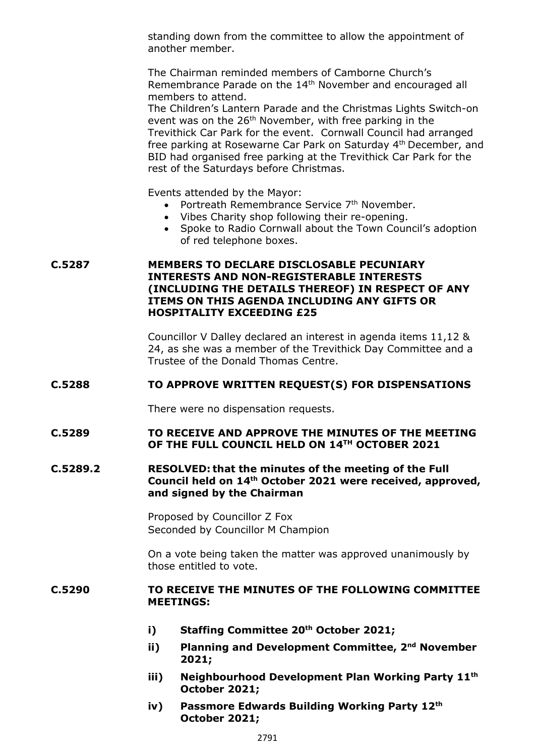standing down from the committee to allow the appointment of another member.

The Chairman reminded members of Camborne Church's Remembrance Parade on the 14th November and encouraged all members to attend.
The Children's Lantern Parade and the Christmas Lights Switch-on event was on the 26th November, with free parking in the Trevithick Car Park for the event. Cornwall Council had arranged free parking at Rosewarne Car Park on Saturday 4th December, and BID had organised free parking at the Trevithick Car Park for the rest of the Saturdays before Christmas.

Events attended by the Mayor:

- Portreath Remembrance Service 7th November.
- Vibes Charity shop following their re-opening.
- Spoke to Radio Cornwall about the Town Council's adoption of red telephone boxes.

**C.5287 MEMBERS TO DECLARE DISCLOSABLE PECUNIARY INTERESTS AND NON-REGISTERABLE INTERESTS (INCLUDING THE DETAILS THEREOF) IN RESPECT OF ANY ITEMS ON THIS AGENDA INCLUDING ANY GIFTS OR HOSPITALITY EXCEEDING £25**

Councillor V Dalley declared an interest in agenda items 11,12 & 24, as she was a member of the Trevithick Day Committee and a Trustee of the Donald Thomas Centre.

**C.5288 TO APPROVE WRITTEN REQUEST(S) FOR DISPENSATIONS**

There were no dispensation requests.

**C.5289 TO RECEIVE AND APPROVE THE MINUTES OF THE MEETING OF THE FULL COUNCIL HELD ON 14TH OCTOBER 2021**

**C.5289.2 RESOLVED: that the minutes of the meeting of the Full Council held on 14th October 2021 were received, approved, and signed by the Chairman**

Proposed by Councillor Z Fox
Seconded by Councillor M Champion

On a vote being taken the matter was approved unanimously by those entitled to vote.

**C.5290 TO RECEIVE THE MINUTES OF THE FOLLOWING COMMITTEE MEETINGS:**

- **i) Staffing Committee 20th October 2021;**
- **ii) Planning and Development Committee, 2nd November 2021;**
- **iii) Neighbourhood Development Plan Working Party 11th October 2021;**
- **iv) Passmore Edwards Building Working Party 12th October 2021;**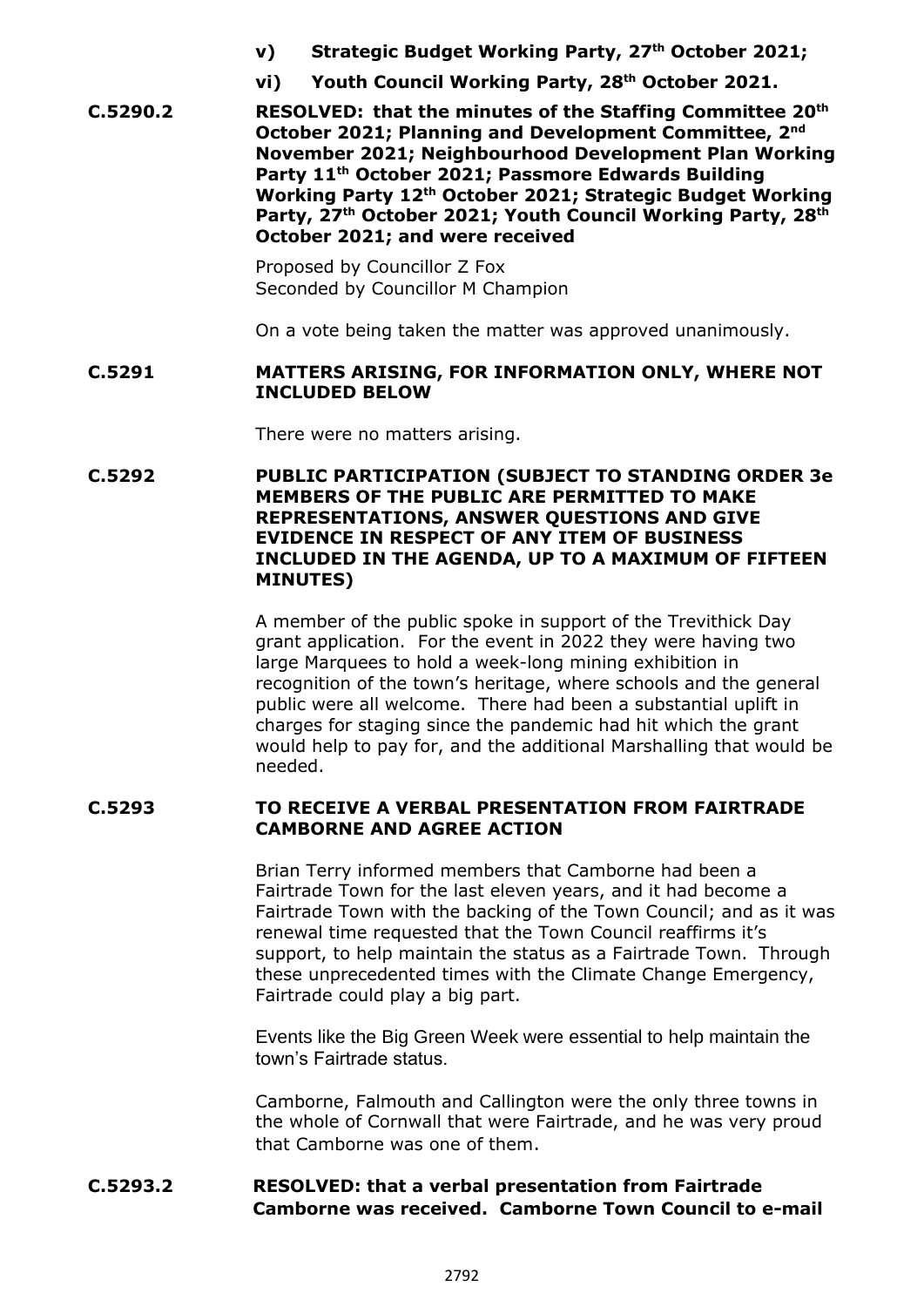**v) Strategic Budget Working Party, 27th October 2021;**

**vi) Youth Council Working Party, 28th October 2021.**

**C.5290.2 RESOLVED: that the minutes of the Staffing Committee 20th October 2021; Planning and Development Committee, 2nd November 2021; Neighbourhood Development Plan Working Party 11th October 2021; Passmore Edwards Building Working Party 12th October 2021; Strategic Budget Working Party, 27th October 2021; Youth Council Working Party, 28th October 2021; and were received**

Proposed by Councillor Z Fox
Seconded by Councillor M Champion

On a vote being taken the matter was approved unanimously.

**C.5291 MATTERS ARISING, FOR INFORMATION ONLY, WHERE NOT INCLUDED BELOW**

There were no matters arising.

**C.5292 PUBLIC PARTICIPATION (SUBJECT TO STANDING ORDER 3e MEMBERS OF THE PUBLIC ARE PERMITTED TO MAKE REPRESENTATIONS, ANSWER QUESTIONS AND GIVE EVIDENCE IN RESPECT OF ANY ITEM OF BUSINESS INCLUDED IN THE AGENDA, UP TO A MAXIMUM OF FIFTEEN MINUTES)**

A member of the public spoke in support of the Trevithick Day grant application. For the event in 2022 they were having two large Marquees to hold a week-long mining exhibition in recognition of the town's heritage, where schools and the general public were all welcome. There had been a substantial uplift in charges for staging since the pandemic had hit which the grant would help to pay for, and the additional Marshalling that would be needed.

**C.5293 TO RECEIVE A VERBAL PRESENTATION FROM FAIRTRADE CAMBORNE AND AGREE ACTION**

Brian Terry informed members that Camborne had been a Fairtrade Town for the last eleven years, and it had become a Fairtrade Town with the backing of the Town Council; and as it was renewal time requested that the Town Council reaffirms it's support, to help maintain the status as a Fairtrade Town. Through these unprecedented times with the Climate Change Emergency, Fairtrade could play a big part.

Events like the Big Green Week were essential to help maintain the town's Fairtrade status.

Camborne, Falmouth and Callington were the only three towns in the whole of Cornwall that were Fairtrade, and he was very proud that Camborne was one of them.

**C.5293.2 RESOLVED: that a verbal presentation from Fairtrade Camborne was received. Camborne Town Council to e-mail**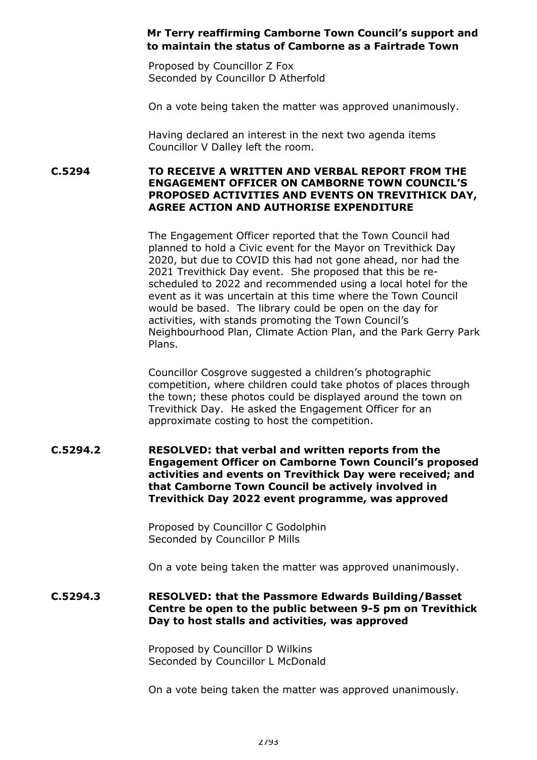**Mr Terry reaffirming Camborne Town Council's support and to maintain the status of Camborne as a Fairtrade Town**

Proposed by Councillor Z Fox
Seconded by Councillor D Atherfold

On a vote being taken the matter was approved unanimously.

Having declared an interest in the next two agenda items Councillor V Dalley left the room.

**C.5294 TO RECEIVE A WRITTEN AND VERBAL REPORT FROM THE ENGAGEMENT OFFICER ON CAMBORNE TOWN COUNCIL'S PROPOSED ACTIVITIES AND EVENTS ON TREVITHICK DAY, AGREE ACTION AND AUTHORISE EXPENDITURE**

The Engagement Officer reported that the Town Council had planned to hold a Civic event for the Mayor on Trevithick Day 2020, but due to COVID this had not gone ahead, nor had the 2021 Trevithick Day event. She proposed that this be re-scheduled to 2022 and recommended using a local hotel for the event as it was uncertain at this time where the Town Council would be based. The library could be open on the day for activities, with stands promoting the Town Council's Neighbourhood Plan, Climate Action Plan, and the Park Gerry Park Plans.

Councillor Cosgrove suggested a children's photographic competition, where children could take photos of places through the town; these photos could be displayed around the town on Trevithick Day. He asked the Engagement Officer for an approximate costing to host the competition.

**C.5294.2 RESOLVED: that verbal and written reports from the Engagement Officer on Camborne Town Council's proposed activities and events on Trevithick Day were received; and that Camborne Town Council be actively involved in Trevithick Day 2022 event programme, was approved**

Proposed by Councillor C Godolphin
Seconded by Councillor P Mills

On a vote being taken the matter was approved unanimously.

**C.5294.3 RESOLVED: that the Passmore Edwards Building/Basset Centre be open to the public between 9-5 pm on Trevithick Day to host stalls and activities, was approved**

Proposed by Councillor D Wilkins
Seconded by Councillor L McDonald

On a vote being taken the matter was approved unanimously.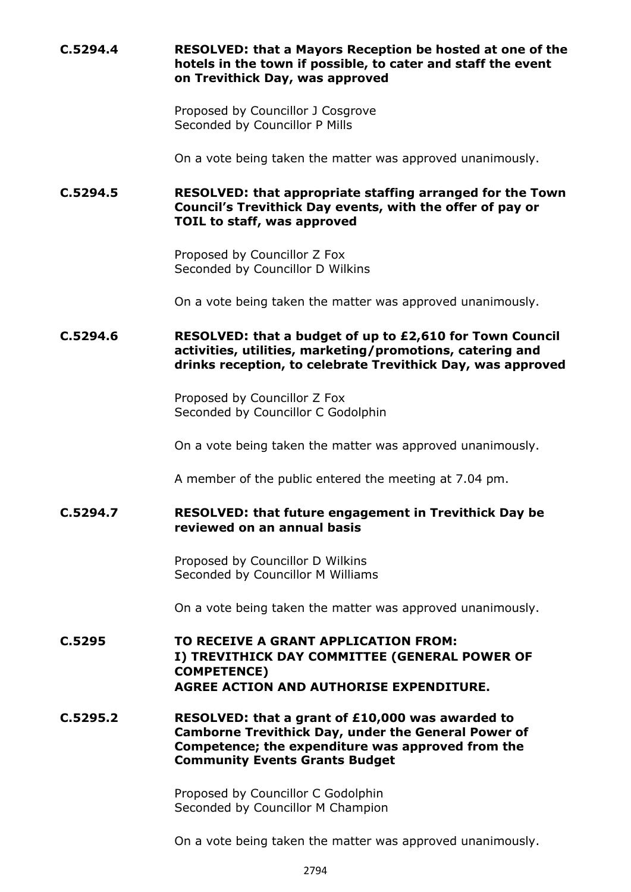**C.5294.4** **RESOLVED: that a Mayors Reception be hosted at one of the hotels in the town if possible, to cater and staff the event on Trevithick Day, was approved**

Proposed by Councillor J Cosgrove
Seconded by Councillor P Mills

On a vote being taken the matter was approved unanimously.

**C.5294.5** **RESOLVED: that appropriate staffing arranged for the Town Council's Trevithick Day events, with the offer of pay or TOIL to staff, was approved**

Proposed by Councillor Z Fox
Seconded by Councillor D Wilkins

On a vote being taken the matter was approved unanimously.

**C.5294.6** **RESOLVED: that a budget of up to £2,610 for Town Council activities, utilities, marketing/promotions, catering and drinks reception, to celebrate Trevithick Day, was approved**

Proposed by Councillor Z Fox
Seconded by Councillor C Godolphin

On a vote being taken the matter was approved unanimously.

A member of the public entered the meeting at 7.04 pm.

**C.5294.7** **RESOLVED: that future engagement in Trevithick Day be reviewed on an annual basis**

Proposed by Councillor D Wilkins
Seconded by Councillor M Williams

On a vote being taken the matter was approved unanimously.

**C.5295** **TO RECEIVE A GRANT APPLICATION FROM:**
**I) TREVITHICK DAY COMMITTEE (GENERAL POWER OF COMPETENCE)**
**AGREE ACTION AND AUTHORISE EXPENDITURE.**

**C.5295.2** **RESOLVED: that a grant of £10,000 was awarded to Camborne Trevithick Day, under the General Power of Competence; the expenditure was approved from the Community Events Grants Budget**

Proposed by Councillor C Godolphin
Seconded by Councillor M Champion

On a vote being taken the matter was approved unanimously.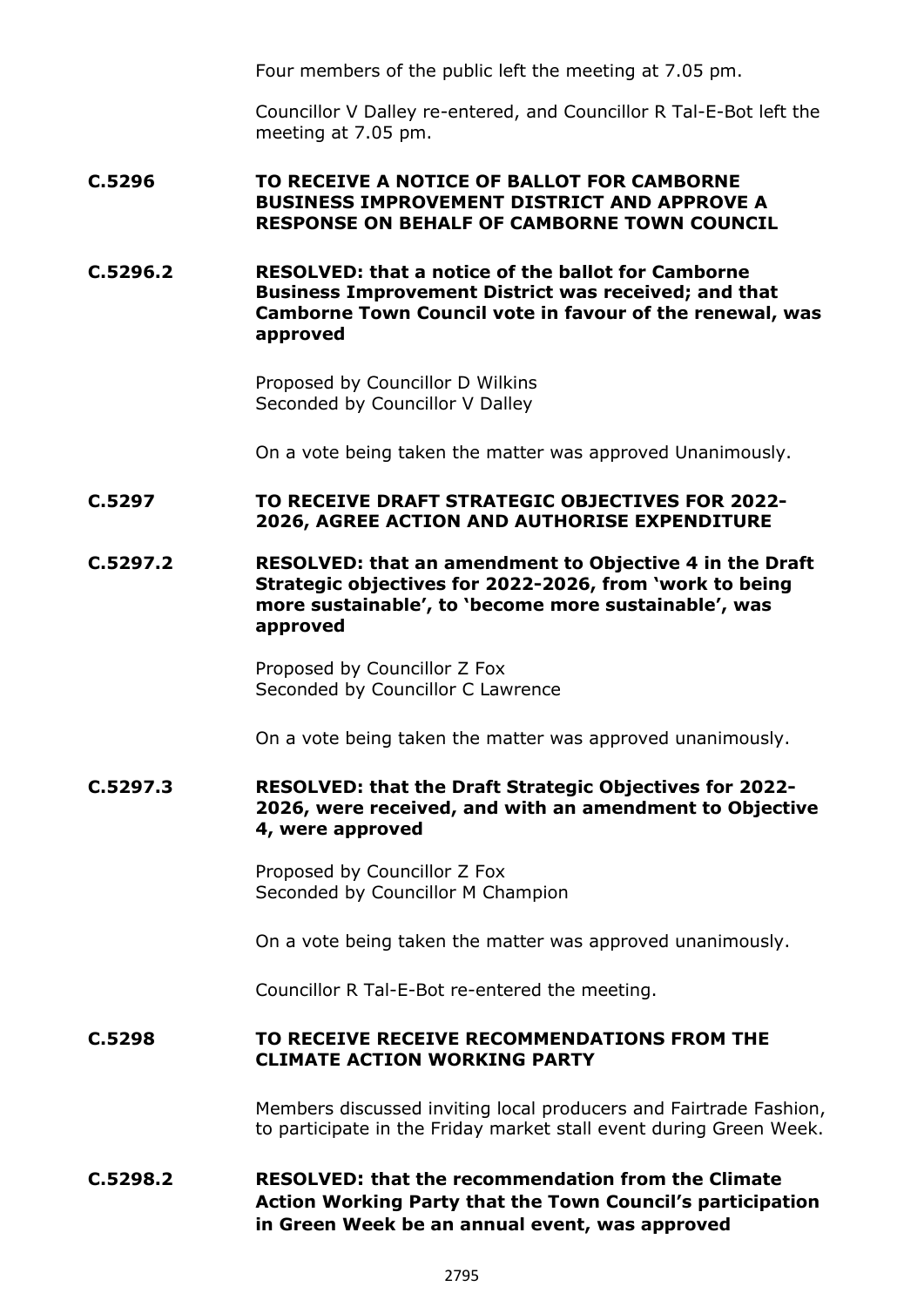Four members of the public left the meeting at 7.05 pm.

Councillor V Dalley re-entered, and Councillor R Tal-E-Bot left the meeting at 7.05 pm.

**C.5296 TO RECEIVE A NOTICE OF BALLOT FOR CAMBORNE BUSINESS IMPROVEMENT DISTRICT AND APPROVE A RESPONSE ON BEHALF OF CAMBORNE TOWN COUNCIL**

**C.5296.2 RESOLVED: that a notice of the ballot for Camborne Business Improvement District was received; and that Camborne Town Council vote in favour of the renewal, was approved**

Proposed by Councillor D Wilkins
Seconded by Councillor V Dalley

On a vote being taken the matter was approved Unanimously.

**C.5297 TO RECEIVE DRAFT STRATEGIC OBJECTIVES FOR 2022-2026, AGREE ACTION AND AUTHORISE EXPENDITURE**

**C.5297.2 RESOLVED: that an amendment to Objective 4 in the Draft Strategic objectives for 2022-2026, from 'work to being more sustainable', to 'become more sustainable', was approved**

Proposed by Councillor Z Fox
Seconded by Councillor C Lawrence

On a vote being taken the matter was approved unanimously.

**C.5297.3 RESOLVED: that the Draft Strategic Objectives for 2022-2026, were received, and with an amendment to Objective 4, were approved**

Proposed by Councillor Z Fox
Seconded by Councillor M Champion

On a vote being taken the matter was approved unanimously.

Councillor R Tal-E-Bot re-entered the meeting.

**C.5298 TO RECEIVE RECEIVE RECOMMENDATIONS FROM THE CLIMATE ACTION WORKING PARTY**

Members discussed inviting local producers and Fairtrade Fashion, to participate in the Friday market stall event during Green Week.

**C.5298.2 RESOLVED: that the recommendation from the Climate Action Working Party that the Town Council's participation in Green Week be an annual event, was approved**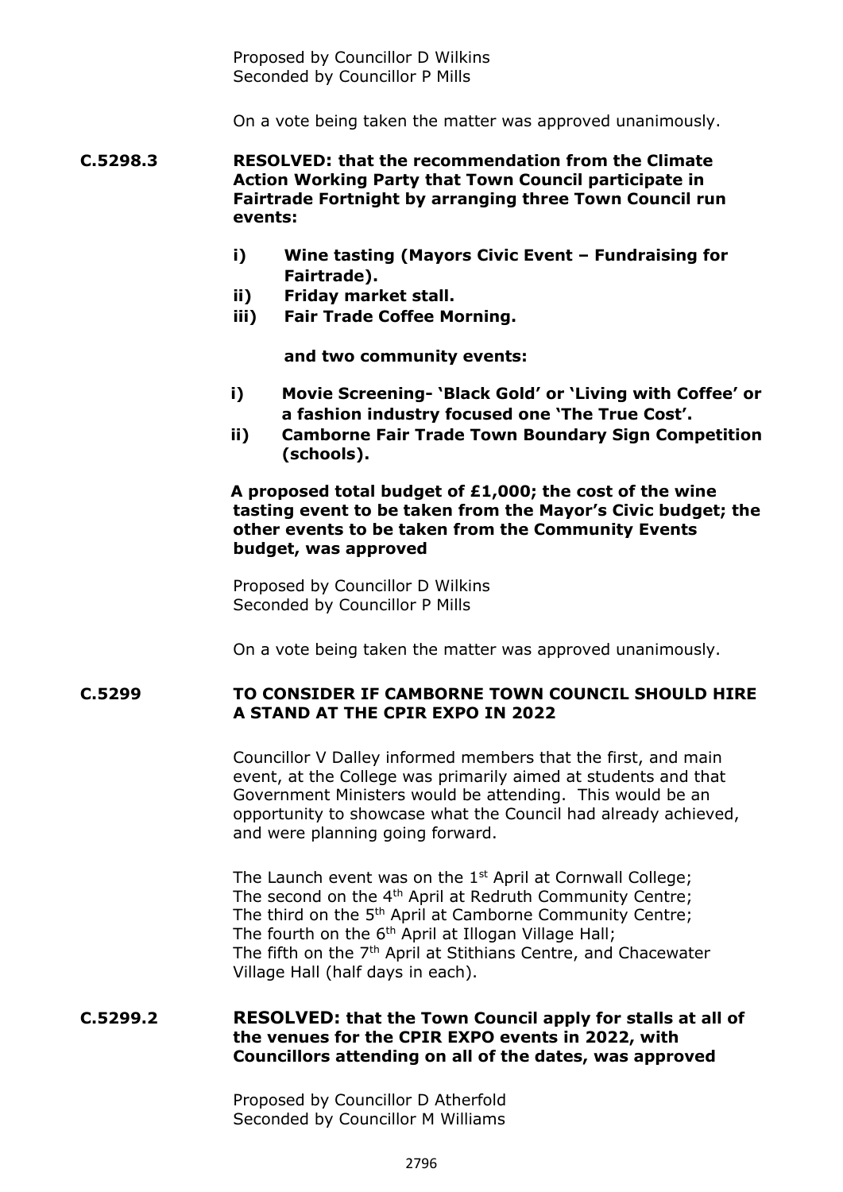Proposed by Councillor D Wilkins
Seconded by Councillor P Mills

On a vote being taken the matter was approved unanimously.

**C.5298.3** **RESOLVED: that the recommendation from the Climate Action Working Party that Town Council participate in Fairtrade Fortnight by arranging three Town Council run events:**

**i) Wine tasting (Mayors Civic Event – Fundraising for Fairtrade).**
**ii) Friday market stall.**
**iii) Fair Trade Coffee Morning.**

**and two community events:**

**i) Movie Screening- 'Black Gold' or 'Living with Coffee' or a fashion industry focused one 'The True Cost'.**
**ii) Camborne Fair Trade Town Boundary Sign Competition (schools).**

**A proposed total budget of £1,000; the cost of the wine tasting event to be taken from the Mayor's Civic budget; the other events to be taken from the Community Events budget, was approved**

Proposed by Councillor D Wilkins
Seconded by Councillor P Mills

On a vote being taken the matter was approved unanimously.

**C.5299** **TO CONSIDER IF CAMBORNE TOWN COUNCIL SHOULD HIRE A STAND AT THE CPIR EXPO IN 2022**

Councillor V Dalley informed members that the first, and main event, at the College was primarily aimed at students and that Government Ministers would be attending. This would be an opportunity to showcase what the Council had already achieved, and were planning going forward.

The Launch event was on the 1st April at Cornwall College;
The second on the 4th April at Redruth Community Centre;
The third on the 5th April at Camborne Community Centre;
The fourth on the 6th April at Illogan Village Hall;
The fifth on the 7th April at Stithians Centre, and Chacewater Village Hall (half days in each).

**C.5299.2** **RESOLVED: that the Town Council apply for stalls at all of the venues for the CPIR EXPO events in 2022, with Councillors attending on all of the dates, was approved**

Proposed by Councillor D Atherfold
Seconded by Councillor M Williams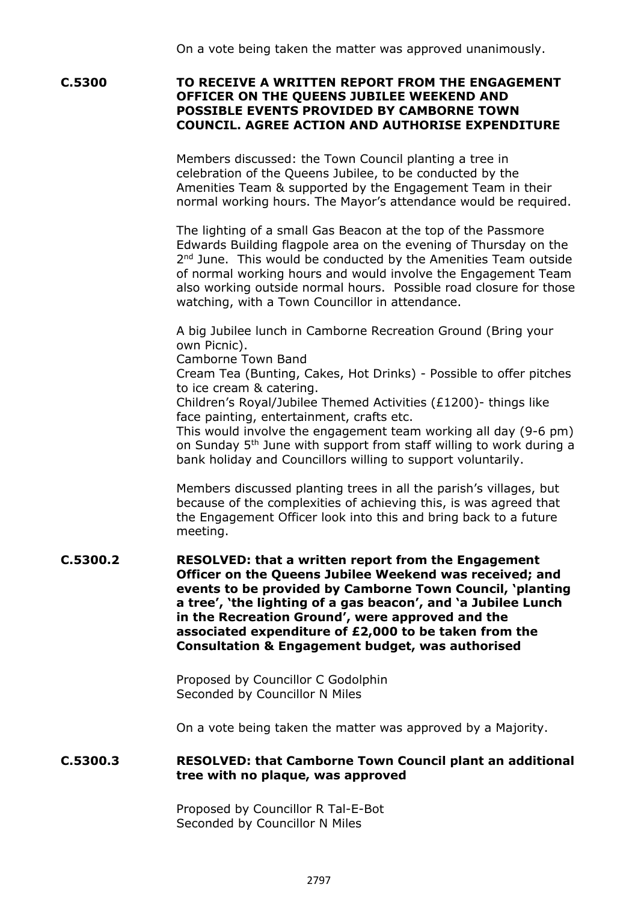On a vote being taken the matter was approved unanimously.

**C.5300 TO RECEIVE A WRITTEN REPORT FROM THE ENGAGEMENT OFFICER ON THE QUEENS JUBILEE WEEKEND AND POSSIBLE EVENTS PROVIDED BY CAMBORNE TOWN COUNCIL. AGREE ACTION AND AUTHORISE EXPENDITURE**

Members discussed: the Town Council planting a tree in celebration of the Queens Jubilee, to be conducted by the Amenities Team & supported by the Engagement Team in their normal working hours. The Mayor's attendance would be required.

The lighting of a small Gas Beacon at the top of the Passmore Edwards Building flagpole area on the evening of Thursday on the 2nd June. This would be conducted by the Amenities Team outside of normal working hours and would involve the Engagement Team also working outside normal hours. Possible road closure for those watching, with a Town Councillor in attendance.

A big Jubilee lunch in Camborne Recreation Ground (Bring your own Picnic).
Camborne Town Band
Cream Tea (Bunting, Cakes, Hot Drinks) - Possible to offer pitches to ice cream & catering.
Children's Royal/Jubilee Themed Activities (£1200)- things like face painting, entertainment, crafts etc.
This would involve the engagement team working all day (9-6 pm) on Sunday 5th June with support from staff willing to work during a bank holiday and Councillors willing to support voluntarily.

Members discussed planting trees in all the parish's villages, but because of the complexities of achieving this, is was agreed that the Engagement Officer look into this and bring back to a future meeting.

**C.5300.2 RESOLVED: that a written report from the Engagement Officer on the Queens Jubilee Weekend was received; and events to be provided by Camborne Town Council, 'planting a tree', 'the lighting of a gas beacon', and 'a Jubilee Lunch in the Recreation Ground', were approved and the associated expenditure of £2,000 to be taken from the Consultation & Engagement budget, was authorised**

Proposed by Councillor C Godolphin
Seconded by Councillor N Miles

On a vote being taken the matter was approved by a Majority.

**C.5300.3 RESOLVED: that Camborne Town Council plant an additional tree with no plaque, was approved**

Proposed by Councillor R Tal-E-Bot
Seconded by Councillor N Miles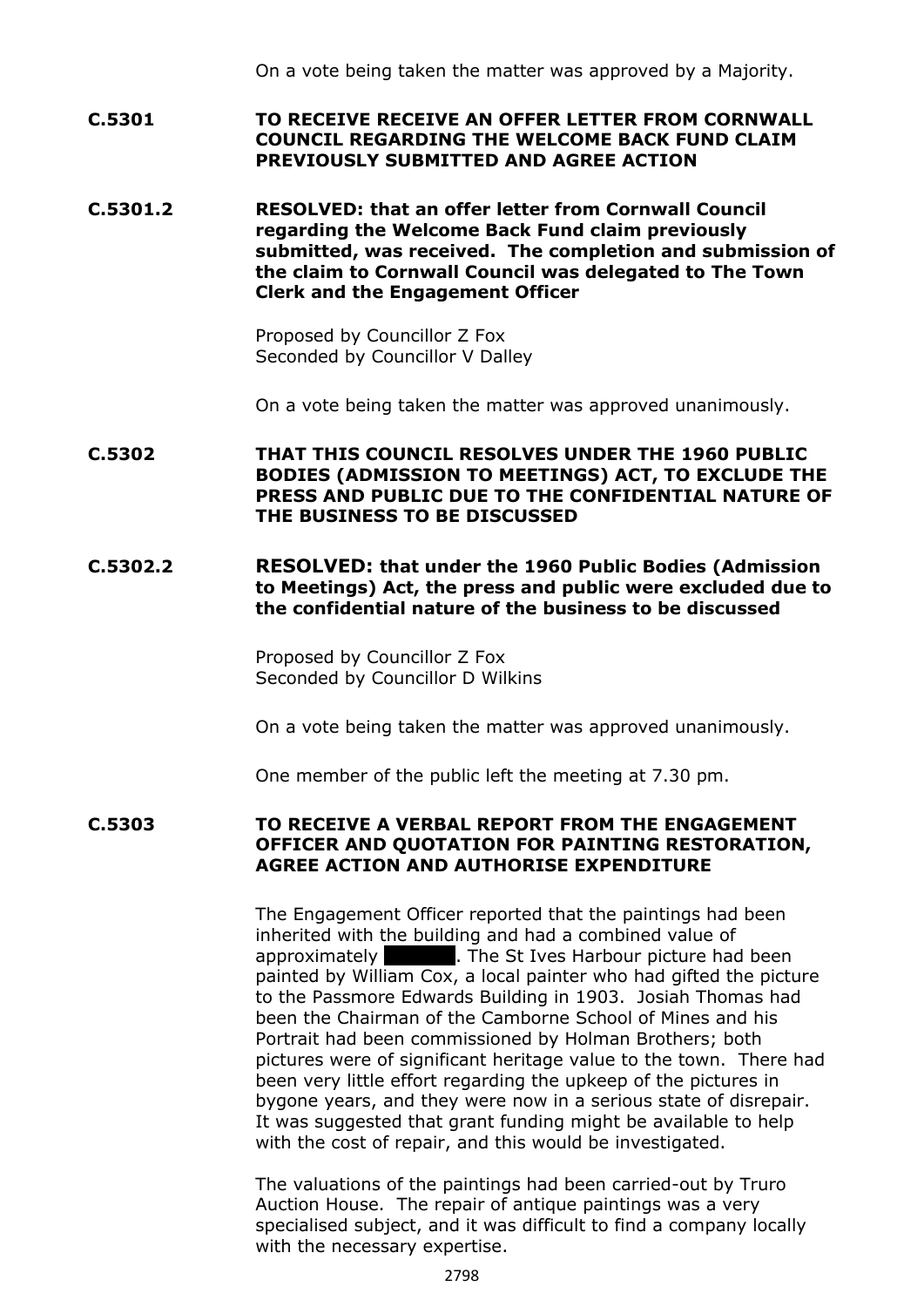On a vote being taken the matter was approved by a Majority.

**C.5301 TO RECEIVE RECEIVE AN OFFER LETTER FROM CORNWALL COUNCIL REGARDING THE WELCOME BACK FUND CLAIM PREVIOUSLY SUBMITTED AND AGREE ACTION**

**C.5301.2 RESOLVED: that an offer letter from Cornwall Council regarding the Welcome Back Fund claim previously submitted, was received. The completion and submission of the claim to Cornwall Council was delegated to The Town Clerk and the Engagement Officer**

Proposed by Councillor Z Fox
Seconded by Councillor V Dalley

On a vote being taken the matter was approved unanimously.

**C.5302 THAT THIS COUNCIL RESOLVES UNDER THE 1960 PUBLIC BODIES (ADMISSION TO MEETINGS) ACT, TO EXCLUDE THE PRESS AND PUBLIC DUE TO THE CONFIDENTIAL NATURE OF THE BUSINESS TO BE DISCUSSED**

**C.5302.2 RESOLVED: that under the 1960 Public Bodies (Admission to Meetings) Act, the press and public were excluded due to the confidential nature of the business to be discussed**

Proposed by Councillor Z Fox
Seconded by Councillor D Wilkins

On a vote being taken the matter was approved unanimously.

One member of the public left the meeting at 7.30 pm.

**C.5303 TO RECEIVE A VERBAL REPORT FROM THE ENGAGEMENT OFFICER AND QUOTATION FOR PAINTING RESTORATION, AGREE ACTION AND AUTHORISE EXPENDITURE**

The Engagement Officer reported that the paintings had been inherited with the building and had a combined value of approximately ██████. The St Ives Harbour picture had been painted by William Cox, a local painter who had gifted the picture to the Passmore Edwards Building in 1903. Josiah Thomas had been the Chairman of the Camborne School of Mines and his Portrait had been commissioned by Holman Brothers; both pictures were of significant heritage value to the town. There had been very little effort regarding the upkeep of the pictures in bygone years, and they were now in a serious state of disrepair. It was suggested that grant funding might be available to help with the cost of repair, and this would be investigated.

The valuations of the paintings had been carried-out by Truro Auction House. The repair of antique paintings was a very specialised subject, and it was difficult to find a company locally with the necessary expertise.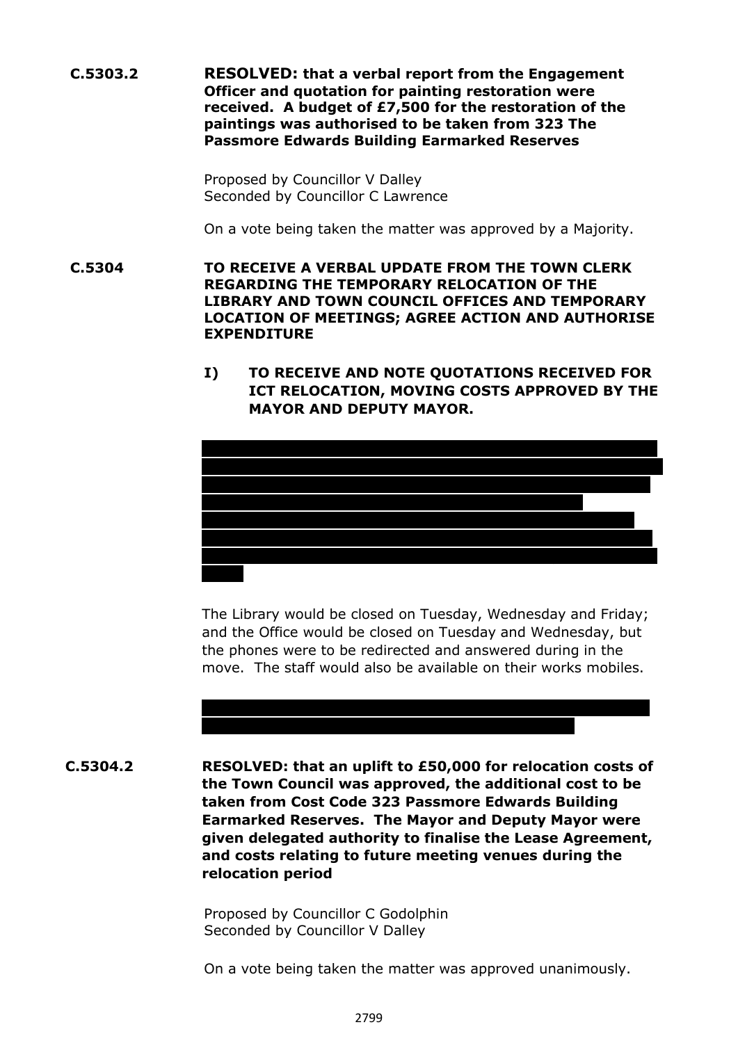**C.5303.2** **RESOLVED: that a verbal report from the Engagement Officer and quotation for painting restoration were received. A budget of £7,500 for the restoration of the paintings was authorised to be taken from 323 The Passmore Edwards Building Earmarked Reserves**

Proposed by Councillor V Dalley
Seconded by Councillor C Lawrence

On a vote being taken the matter was approved by a Majority.

**C.5304** **TO RECEIVE A VERBAL UPDATE FROM THE TOWN CLERK REGARDING THE TEMPORARY RELOCATION OF THE LIBRARY AND TOWN COUNCIL OFFICES AND TEMPORARY LOCATION OF MEETINGS; AGREE ACTION AND AUTHORISE EXPENDITURE**

**I) TO RECEIVE AND NOTE QUOTATIONS RECEIVED FOR ICT RELOCATION, MOVING COSTS APPROVED BY THE MAYOR AND DEPUTY MAYOR.**

The Library would be closed on Tuesday, Wednesday and Friday; and the Office would be closed on Tuesday and Wednesday, but the phones were to be redirected and answered during in the move. The staff would also be available on their works mobiles.

**C.5304.2** **RESOLVED: that an uplift to £50,000 for relocation costs of the Town Council was approved, the additional cost to be taken from Cost Code 323 Passmore Edwards Building Earmarked Reserves. The Mayor and Deputy Mayor were given delegated authority to finalise the Lease Agreement, and costs relating to future meeting venues during the relocation period**

Proposed by Councillor C Godolphin
Seconded by Councillor V Dalley

On a vote being taken the matter was approved unanimously.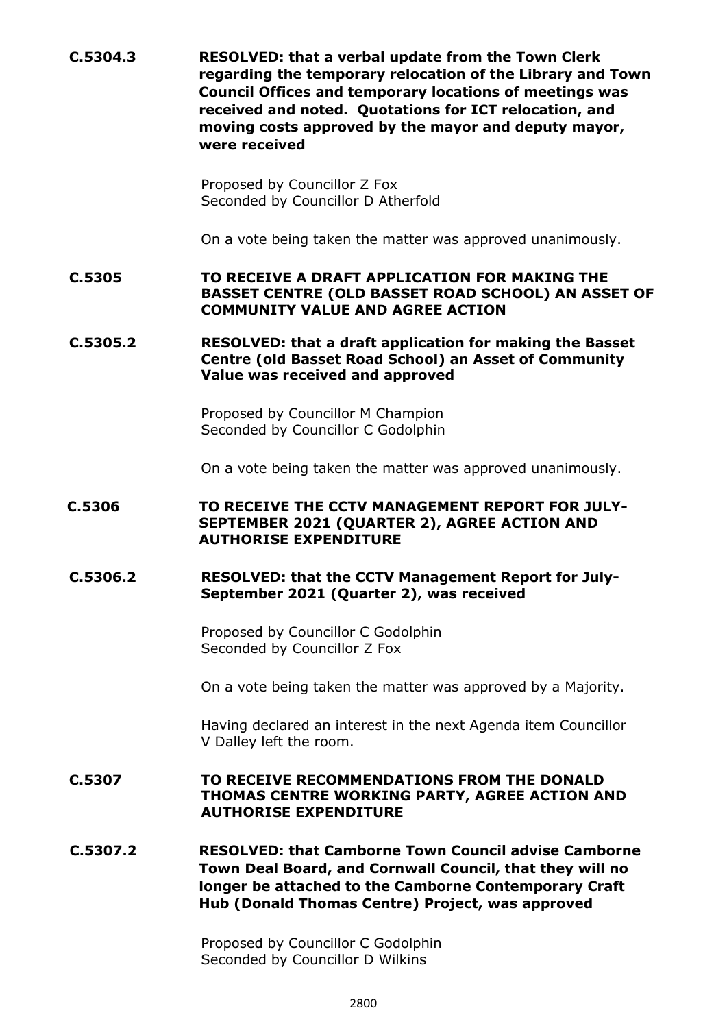**C.5304.3** **RESOLVED: that a verbal update from the Town Clerk regarding the temporary relocation of the Library and Town Council Offices and temporary locations of meetings was received and noted. Quotations for ICT relocation, and moving costs approved by the mayor and deputy mayor, were received**

Proposed by Councillor Z Fox
Seconded by Councillor D Atherfold

On a vote being taken the matter was approved unanimously.

**C.5305** **TO RECEIVE A DRAFT APPLICATION FOR MAKING THE BASSET CENTRE (OLD BASSET ROAD SCHOOL) AN ASSET OF COMMUNITY VALUE AND AGREE ACTION**

**C.5305.2** **RESOLVED: that a draft application for making the Basset Centre (old Basset Road School) an Asset of Community Value was received and approved**

Proposed by Councillor M Champion
Seconded by Councillor C Godolphin

On a vote being taken the matter was approved unanimously.

**C.5306** **TO RECEIVE THE CCTV MANAGEMENT REPORT FOR JULY-SEPTEMBER 2021 (QUARTER 2), AGREE ACTION AND AUTHORISE EXPENDITURE**

**C.5306.2** **RESOLVED: that the CCTV Management Report for July-September 2021 (Quarter 2), was received**

Proposed by Councillor C Godolphin
Seconded by Councillor Z Fox

On a vote being taken the matter was approved by a Majority.

Having declared an interest in the next Agenda item Councillor V Dalley left the room.

**C.5307** **TO RECEIVE RECOMMENDATIONS FROM THE DONALD THOMAS CENTRE WORKING PARTY, AGREE ACTION AND AUTHORISE EXPENDITURE**

**C.5307.2** **RESOLVED: that Camborne Town Council advise Camborne Town Deal Board, and Cornwall Council, that they will no longer be attached to the Camborne Contemporary Craft Hub (Donald Thomas Centre) Project, was approved**

Proposed by Councillor C Godolphin
Seconded by Councillor D Wilkins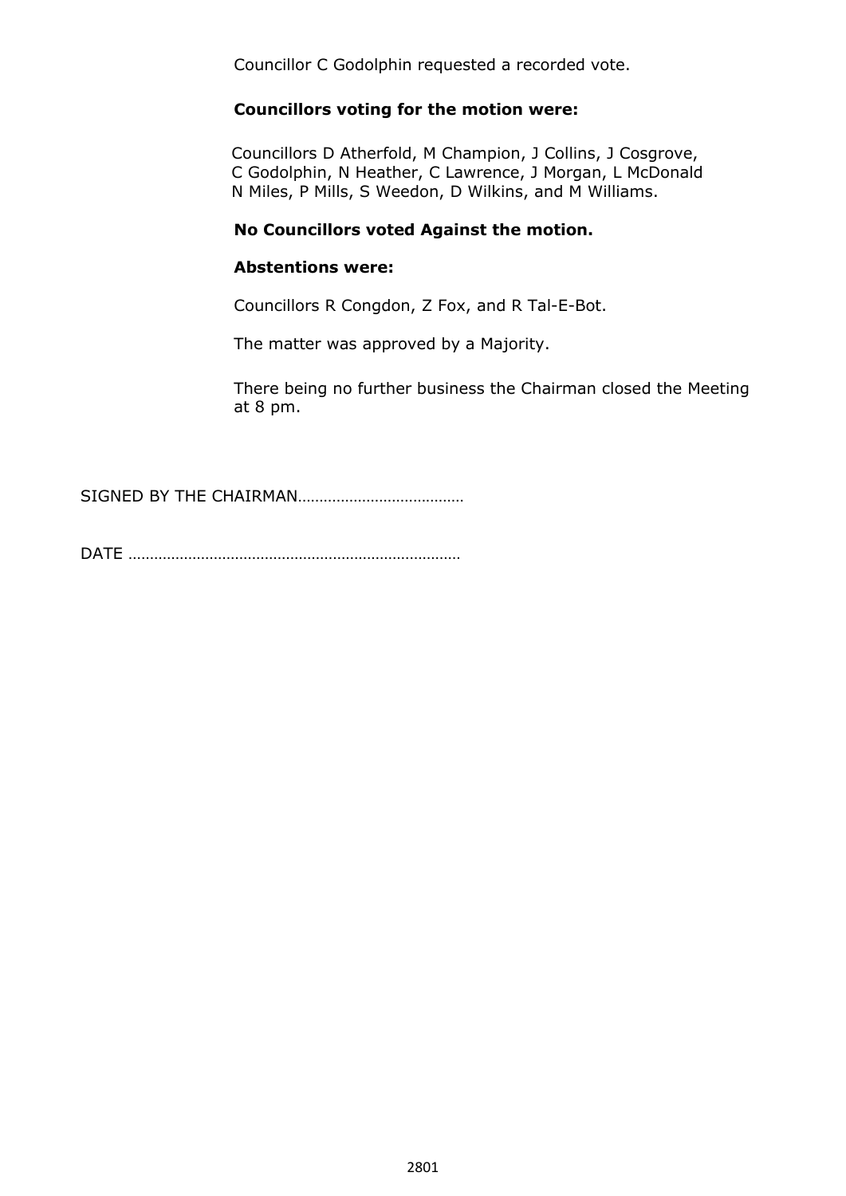Councillor C Godolphin requested a recorded vote.

**Councillors voting for the motion were:**

Councillors D Atherfold, M Champion, J Collins, J Cosgrove, C Godolphin, N Heather, C Lawrence, J Morgan, L McDonald N Miles, P Mills, S Weedon, D Wilkins, and M Williams.

**No Councillors voted Against the motion.**

**Abstentions were:**

Councillors R Congdon, Z Fox, and R Tal-E-Bot.

The matter was approved by a Majority.

There being no further business the Chairman closed the Meeting at 8 pm.

SIGNED BY THE CHAIRMAN…………………………………

DATE ……………………………………………………………………